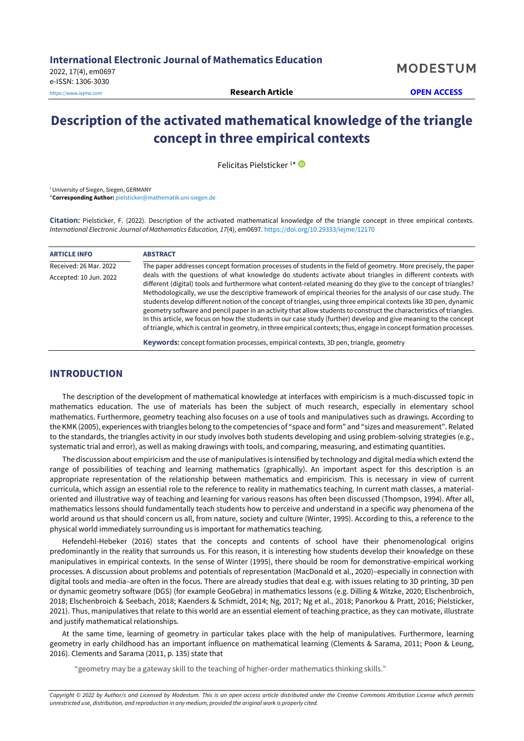# Description of the activated mathematical knowledge of the triangle concept in three empirical contexts

Felicitas Pielsticker [1]*

[1] University of Siegen, Siegen, GERMANY

***Corresponding Author:** pielsticker@mathematik.uni-siegen.de

**Citation:** Pielsticker, F. (2022). Description of the activated mathematical knowledge of the triangle concept in three empirical contexts. *International Electronic Journal of Mathematics Education, 17*(4), em0697. https://doi.org/10.29333/iejme/12170

| ARTICLE INFO | ABSTRACT |
|---|---|
| Received: 26 Mar. 2022<br>Accepted: 10 Jun. 2022 | The paper addresses concept formation processes of students in the field of geometry. More precisely, the paper deals with the questions of what knowledge do students activate about triangles in different contexts with different (digital) tools and furthermore what content-related meaning do they give to the concept of triangles? Methodologically, we use the descriptive framework of empirical theories for the analysis of our case study. The students develop different notion of the concept of triangles, using three empirical contexts like 3D pen, dynamic geometry software and pencil paper in an activity that allow students to construct the characteristics of triangles. In this article, we focus on how the students in our case study (further) develop and give meaning to the concept of triangle, which is central in geometry, in three empirical contexts; thus, engage in concept formation processes.<br><br>**Keywords:** concept formation processes, empirical contexts, 3D pen, triangle, geometry |

## INTRODUCTION

The description of the development of mathematical knowledge at interfaces with empiricism is a much-discussed topic in mathematics education. The use of materials has been the subject of much research, especially in elementary school mathematics. Furthermore, geometry teaching also focuses on a use of tools and manipulatives such as drawings. According to the KMK (2005), experiences with triangles belong to the competencies of "space and form" and "sizes and measurement". Related to the standards, the triangles activity in our study involves both students developing and using problem-solving strategies (e.g., systematic trial and error), as well as making drawings with tools, and comparing, measuring, and estimating quantities.

The discussion about empiricism and the use of manipulatives is intensified by technology and digital media which extend the range of possibilities of teaching and learning mathematics (graphically). An important aspect for this description is an appropriate representation of the relationship between mathematics and empiricism. This is necessary in view of current curricula, which assign an essential role to the reference to reality in mathematics teaching. In current math classes, a material-oriented and illustrative way of teaching and learning for various reasons has often been discussed (Thompson, 1994). After all, mathematics lessons should fundamentally teach students how to perceive and understand in a specific way phenomena of the world around us that should concern us all, from nature, society and culture (Winter, 1995). According to this, a reference to the physical world immediately surrounding us is important for mathematics teaching.

Hefendehl-Hebeker (2016) states that the concepts and contents of school have their phenomenological origins predominantly in the reality that surrounds us. For this reason, it is interesting how students develop their knowledge on these manipulatives in empirical contexts. In the sense of Winter (1995), there should be room for demonstrative-empirical working processes. A discussion about problems and potentials of representation (MacDonald et al., 2020)–especially in connection with digital tools and media–are often in the focus. There are already studies that deal e.g. with issues relating to 3D printing, 3D pen or dynamic geometry software (DGS) (for example GeoGebra) in mathematics lessons (e.g. Dilling & Witzke, 2020; Elschenbroich, 2018; Elschenbroich & Seebach, 2018; Kaenders & Schmidt, 2014; Ng, 2017; Ng et al., 2018; Panorkou & Pratt, 2016; Pielsticker, 2021). Thus, manipulatives that relate to this world are an essential element of teaching practice, as they can motivate, illustrate and justify mathematical relationships.

At the same time, learning of geometry in particular takes place with the help of manipulatives. Furthermore, learning geometry in early childhood has an important influence on mathematical learning (Clements & Sarama, 2011; Poon & Leung, 2016). Clements and Sarama (2011, p. 135) state that

> "geometry may be a gateway skill to the teaching of higher-order mathematics thinking skills."

*Copyright © 2022 by Author/s and Licensed by Modestum. This is an open access article distributed under the Creative Commons Attribution License which permits unrestricted use, distribution, and reproduction in any medium, provided the original work is properly cited.*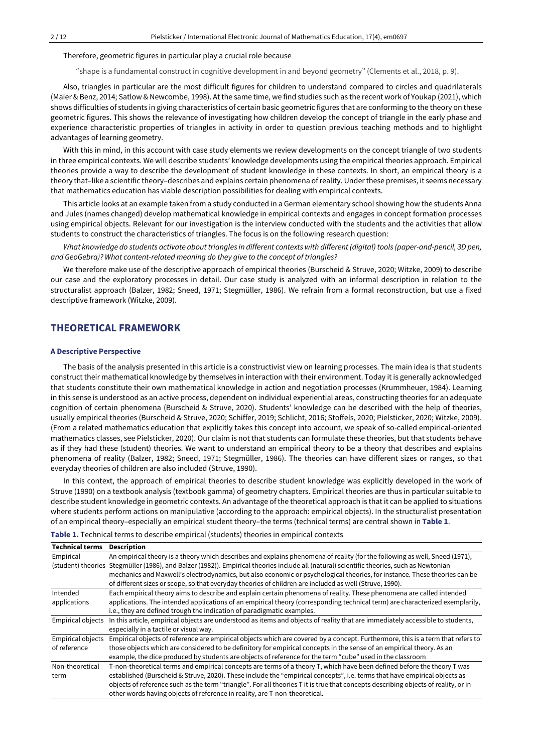Therefore, geometric figures in particular play a crucial role because

> "shape is a fundamental construct in cognitive development in and beyond geometry" (Clements et al., 2018, p. 9).

Also, triangles in particular are the most difficult figures for children to understand compared to circles and quadrilaterals (Maier & Benz, 2014; Satlow & Newcombe, 1998). At the same time, we find studies such as the recent work of Youkap (2021), which shows difficulties of students in giving characteristics of certain basic geometric figures that are conforming to the theory on these geometric figures. This shows the relevance of investigating how children develop the concept of triangle in the early phase and experience characteristic properties of triangles in activity in order to question previous teaching methods and to highlight advantages of learning geometry.

With this in mind, in this account with case study elements we review developments on the concept triangle of two students in three empirical contexts. We will describe students' knowledge developments using the empirical theories approach. Empirical theories provide a way to describe the development of student knowledge in these contexts. In short, an empirical theory is a theory that–like a scientific theory–describes and explains certain phenomena of reality. Under these premises, it seems necessary that mathematics education has viable description possibilities for dealing with empirical contexts.

This article looks at an example taken from a study conducted in a German elementary school showing how the students Anna and Jules (names changed) develop mathematical knowledge in empirical contexts and engages in concept formation processes using empirical objects. Relevant for our investigation is the interview conducted with the students and the activities that allow students to construct the characteristics of triangles. The focus is on the following research question:

*What knowledge do students activate about triangles in different contexts with different (digital) tools (paper-and-pencil, 3D pen, and GeoGebra)? What content-related meaning do they give to the concept of triangles?*

We therefore make use of the descriptive approach of empirical theories (Burscheid & Struve, 2020; Witzke, 2009) to describe our case and the exploratory processes in detail. Our case study is analyzed with an informal description in relation to the structuralist approach (Balzer, 1982; Sneed, 1971; Stegmüller, 1986). We refrain from a formal reconstruction, but use a fixed descriptive framework (Witzke, 2009).

## THEORETICAL FRAMEWORK

### A Descriptive Perspective

The basis of the analysis presented in this article is a constructivist view on learning processes. The main idea is that students construct their mathematical knowledge by themselves in interaction with their environment. Today it is generally acknowledged that students constitute their own mathematical knowledge in action and negotiation processes (Krummheuer, 1984). Learning in this sense is understood as an active process, dependent on individual experiential areas, constructing theories for an adequate cognition of certain phenomena (Burscheid & Struve, 2020). Students' knowledge can be described with the help of theories, usually empirical theories (Burscheid & Struve, 2020; Schiffer, 2019; Schlicht, 2016; Stoffels, 2020; Pielsticker, 2020; Witzke, 2009). (From a related mathematics education that explicitly takes this concept into account, we speak of so-called empirical-oriented mathematics classes, see Pielsticker, 2020). Our claim is not that students can formulate these theories, but that students behave as if they had these (student) theories. We want to understand an empirical theory to be a theory that describes and explains phenomena of reality (Balzer, 1982; Sneed, 1971; Stegmüller, 1986). The theories can have different sizes or ranges, so that everyday theories of children are also included (Struve, 1990).

In this context, the approach of empirical theories to describe student knowledge was explicitly developed in the work of Struve (1990) on a textbook analysis (textbook gamma) of geometry chapters. Empirical theories are thus in particular suitable to describe student knowledge in geometric contexts. An advantage of the theoretical approach is that it can be applied to situations where students perform actions on manipulative (according to the approach: empirical objects). In the structuralist presentation of an empirical theory–especially an empirical student theory–the terms (technical terms) are central shown in **Table 1**.

**Table 1.** Technical terms to describe empirical (students) theories in empirical contexts

| Technical terms | Description |
|---|---|
| Empirical (student) theories | An empirical theory is a theory which describes and explains phenomena of reality (for the following as well, Sneed (1971), Stegmüller (1986), and Balzer (1982)). Empirical theories include all (natural) scientific theories, such as Newtonian mechanics and Maxwell's electrodynamics, but also economic or psychological theories, for instance. These theories can be of different sizes or scope, so that everyday theories of children are included as well (Struve, 1990). |
| Intended applications | Each empirical theory aims to describe and explain certain phenomena of reality. These phenomena are called intended applications. The intended applications of an empirical theory (corresponding technical term) are characterized exemplarily, i.e., they are defined trough the indication of paradigmatic examples. |
| Empirical objects | In this article, empirical objects are understood as items and objects of reality that are immediately accessible to students, especially in a tactile or visual way. |
| Empirical objects of reference | Empirical objects of reference are empirical objects which are covered by a concept. Furthermore, this is a term that refers to those objects which are considered to be definitory for empirical concepts in the sense of an empirical theory. As an example, the dice produced by students are objects of reference for the term "cube" used in the classroom |
| Non-theoretical term | T-non-theoretical terms and empirical concepts are terms of a theory T, which have been defined before the theory T was established (Burscheid & Struve, 2020). These include the "empirical concepts", i.e. terms that have empirical objects as objects of reference such as the term "triangle". For all theories T it is true that concepts describing objects of reality, or in other words having objects of reference in reality, are T-non-theoretical. |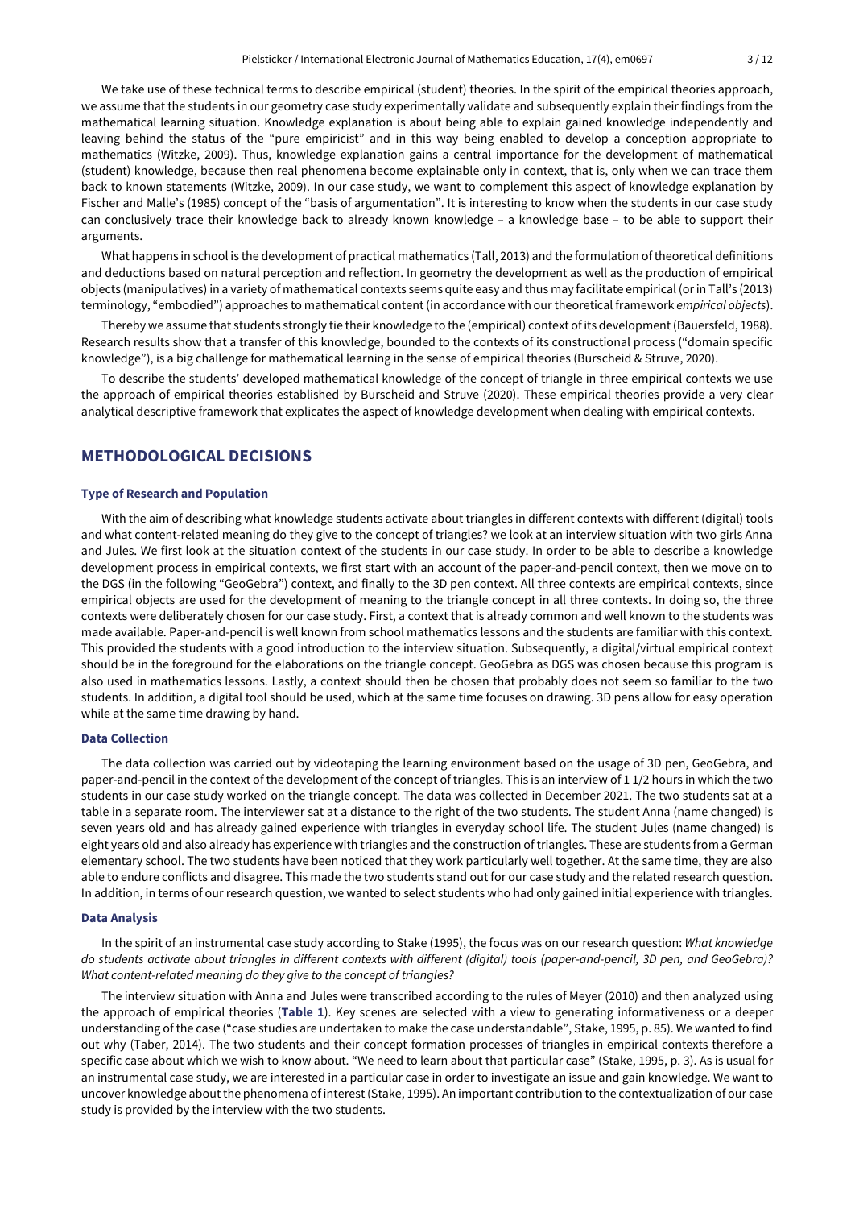We take use of these technical terms to describe empirical (student) theories. In the spirit of the empirical theories approach, we assume that the students in our geometry case study experimentally validate and subsequently explain their findings from the mathematical learning situation. Knowledge explanation is about being able to explain gained knowledge independently and leaving behind the status of the "pure empiricist" and in this way being enabled to develop a conception appropriate to mathematics (Witzke, 2009). Thus, knowledge explanation gains a central importance for the development of mathematical (student) knowledge, because then real phenomena become explainable only in context, that is, only when we can trace them back to known statements (Witzke, 2009). In our case study, we want to complement this aspect of knowledge explanation by Fischer and Malle's (1985) concept of the "basis of argumentation". It is interesting to know when the students in our case study can conclusively trace their knowledge back to already known knowledge – a knowledge base – to be able to support their arguments.

What happens in school is the development of practical mathematics (Tall, 2013) and the formulation of theoretical definitions and deductions based on natural perception and reflection. In geometry the development as well as the production of empirical objects (manipulatives) in a variety of mathematical contexts seems quite easy and thus may facilitate empirical (or in Tall's (2013) terminology, "embodied") approaches to mathematical content (in accordance with our theoretical framework *empirical objects*).

Thereby we assume that students strongly tie their knowledge to the (empirical) context of its development (Bauersfeld, 1988). Research results show that a transfer of this knowledge, bounded to the contexts of its constructional process ("domain specific knowledge"), is a big challenge for mathematical learning in the sense of empirical theories (Burscheid & Struve, 2020).

To describe the students' developed mathematical knowledge of the concept of triangle in three empirical contexts we use the approach of empirical theories established by Burscheid and Struve (2020). These empirical theories provide a very clear analytical descriptive framework that explicates the aspect of knowledge development when dealing with empirical contexts.

## METHODOLOGICAL DECISIONS

### Type of Research and Population

With the aim of describing what knowledge students activate about triangles in different contexts with different (digital) tools and what content-related meaning do they give to the concept of triangles? we look at an interview situation with two girls Anna and Jules. We first look at the situation context of the students in our case study. In order to be able to describe a knowledge development process in empirical contexts, we first start with an account of the paper-and-pencil context, then we move on to the DGS (in the following "GeoGebra") context, and finally to the 3D pen context. All three contexts are empirical contexts, since empirical objects are used for the development of meaning to the triangle concept in all three contexts. In doing so, the three contexts were deliberately chosen for our case study. First, a context that is already common and well known to the students was made available. Paper-and-pencil is well known from school mathematics lessons and the students are familiar with this context. This provided the students with a good introduction to the interview situation. Subsequently, a digital/virtual empirical context should be in the foreground for the elaborations on the triangle concept. GeoGebra as DGS was chosen because this program is also used in mathematics lessons. Lastly, a context should then be chosen that probably does not seem so familiar to the two students. In addition, a digital tool should be used, which at the same time focuses on drawing. 3D pens allow for easy operation while at the same time drawing by hand.

### Data Collection

The data collection was carried out by videotaping the learning environment based on the usage of 3D pen, GeoGebra, and paper-and-pencil in the context of the development of the concept of triangles. This is an interview of 1 1/2 hours in which the two students in our case study worked on the triangle concept. The data was collected in December 2021. The two students sat at a table in a separate room. The interviewer sat at a distance to the right of the two students. The student Anna (name changed) is seven years old and has already gained experience with triangles in everyday school life. The student Jules (name changed) is eight years old and also already has experience with triangles and the construction of triangles. These are students from a German elementary school. The two students have been noticed that they work particularly well together. At the same time, they are also able to endure conflicts and disagree. This made the two students stand out for our case study and the related research question. In addition, in terms of our research question, we wanted to select students who had only gained initial experience with triangles.

### Data Analysis

In the spirit of an instrumental case study according to Stake (1995), the focus was on our research question: *What knowledge do students activate about triangles in different contexts with different (digital) tools (paper-and-pencil, 3D pen, and GeoGebra)? What content-related meaning do they give to the concept of triangles?*

The interview situation with Anna and Jules were transcribed according to the rules of Meyer (2010) and then analyzed using the approach of empirical theories (**Table 1**). Key scenes are selected with a view to generating informativeness or a deeper understanding of the case ("case studies are undertaken to make the case understandable", Stake, 1995, p. 85). We wanted to find out why (Taber, 2014). The two students and their concept formation processes of triangles in empirical contexts therefore a specific case about which we wish to know about. "We need to learn about that particular case" (Stake, 1995, p. 3). As is usual for an instrumental case study, we are interested in a particular case in order to investigate an issue and gain knowledge. We want to uncover knowledge about the phenomena of interest (Stake, 1995). An important contribution to the contextualization of our case study is provided by the interview with the two students.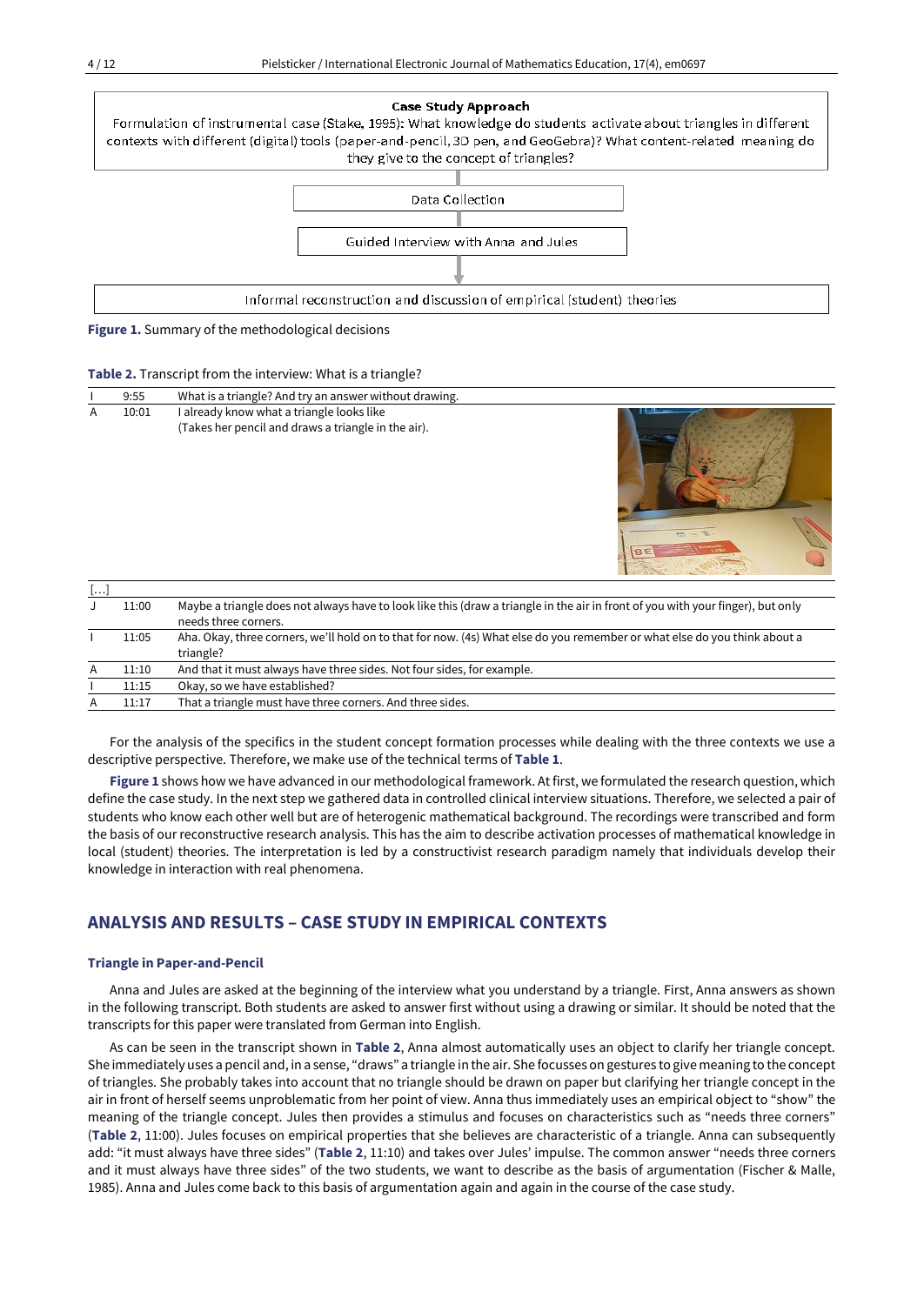**Case Study Approach**

Formulation of instrumental case (Stake, 1995): What knowledge do students activate about triangles in different contexts with different (digital) tools (paper-and-pencil, 3D pen, and GeoGebra)? What content-related meaning do they give to the concept of triangles?

Data Collection

Guided Interview with Anna and Jules

Informal reconstruction and discussion of empirical (student) theories

**Figure 1.** Summary of the methodological decisions

**Table 2.** Transcript from the interview: What is a triangle?

| | | |
|---|---|---|
| I | 9:55 | What is a triangle? And try an answer without drawing. |
| A | 10:01 | I already know what a triangle looks like<br>(Takes her pencil and draws a triangle in the air). |
| […] | | |
| J | 11:00 | Maybe a triangle does not always have to look like this (draw a triangle in the air in front of you with your finger), but only needs three corners. |
| I | 11:05 | Aha. Okay, three corners, we'll hold on to that for now. (4s) What else do you remember or what else do you think about a triangle? |
| A | 11:10 | And that it must always have three sides. Not four sides, for example. |
| I | 11:15 | Okay, so we have established? |
| A | 11:17 | That a triangle must have three corners. And three sides. |

For the analysis of the specifics in the student concept formation processes while dealing with the three contexts we use a descriptive perspective. Therefore, we make use of the technical terms of **Table 1**.

**Figure 1** shows how we have advanced in our methodological framework. At first, we formulated the research question, which define the case study. In the next step we gathered data in controlled clinical interview situations. Therefore, we selected a pair of students who know each other well but are of heterogenic mathematical background. The recordings were transcribed and form the basis of our reconstructive research analysis. This has the aim to describe activation processes of mathematical knowledge in local (student) theories. The interpretation is led by a constructivist research paradigm namely that individuals develop their knowledge in interaction with real phenomena.

## ANALYSIS AND RESULTS – CASE STUDY IN EMPIRICAL CONTEXTS

### Triangle in Paper-and-Pencil

Anna and Jules are asked at the beginning of the interview what you understand by a triangle. First, Anna answers as shown in the following transcript. Both students are asked to answer first without using a drawing or similar. It should be noted that the transcripts for this paper were translated from German into English.

As can be seen in the transcript shown in **Table 2**, Anna almost automatically uses an object to clarify her triangle concept. She immediately uses a pencil and, in a sense, "draws" a triangle in the air. She focusses on gestures to give meaning to the concept of triangles. She probably takes into account that no triangle should be drawn on paper but clarifying her triangle concept in the air in front of herself seems unproblematic from her point of view. Anna thus immediately uses an empirical object to "show" the meaning of the triangle concept. Jules then provides a stimulus and focuses on characteristics such as "needs three corners" (**Table 2**, 11:00). Jules focuses on empirical properties that she believes are characteristic of a triangle. Anna can subsequently add: "it must always have three sides" (**Table 2**, 11:10) and takes over Jules' impulse. The common answer "needs three corners and it must always have three sides" of the two students, we want to describe as the basis of argumentation (Fischer & Malle, 1985). Anna and Jules come back to this basis of argumentation again and again in the course of the case study.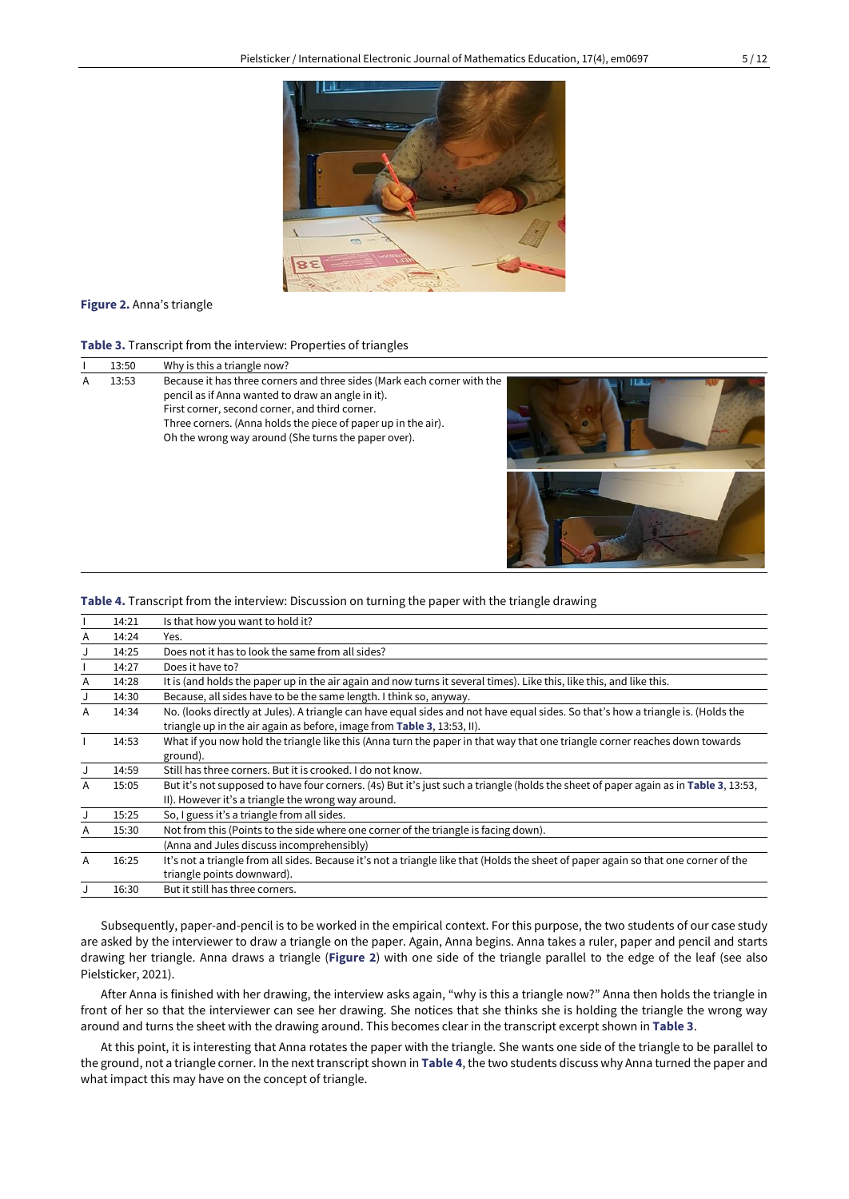Figure 2. Anna's triangle

**Table 3.** Transcript from the interview: Properties of triangles

| | | |
|---|---|---|
| I | 13:50 | Why is this a triangle now? |
| A | 13:53 | Because it has three corners and three sides (Mark each corner with the pencil as if Anna wanted to draw an angle in it). First corner, second corner, and third corner. Three corners. (Anna holds the piece of paper up in the air). Oh the wrong way around (She turns the paper over). |

**Table 4.** Transcript from the interview: Discussion on turning the paper with the triangle drawing

| | | |
|---|---|---|
| I | 14:21 | Is that how you want to hold it? |
| A | 14:24 | Yes. |
| J | 14:25 | Does not it has to look the same from all sides? |
| I | 14:27 | Does it have to? |
| A | 14:28 | It is (and holds the paper up in the air again and now turns it several times). Like this, like this, and like this. |
| J | 14:30 | Because, all sides have to be the same length. I think so, anyway. |
| A | 14:34 | No. (looks directly at Jules). A triangle can have equal sides and not have equal sides. So that's how a triangle is. (Holds the triangle up in the air again as before, image from **Table 3**, 13:53, II). |
| I | 14:53 | What if you now hold the triangle like this (Anna turn the paper in that way that one triangle corner reaches down towards ground). |
| J | 14:59 | Still has three corners. But it is crooked. I do not know. |
| A | 15:05 | But it's not supposed to have four corners. (4s) But it's just such a triangle (holds the sheet of paper again as in **Table 3**, 13:53, II). However it's a triangle the wrong way around. |
| J | 15:25 | So, I guess it's a triangle from all sides. |
| A | 15:30 | Not from this (Points to the side where one corner of the triangle is facing down). |
| | | (Anna and Jules discuss incomprehensibly) |
| A | 16:25 | It's not a triangle from all sides. Because it's not a triangle like that (Holds the sheet of paper again so that one corner of the triangle points downward). |
| J | 16:30 | But it still has three corners. |

Subsequently, paper-and-pencil is to be worked in the empirical context. For this purpose, the two students of our case study are asked by the interviewer to draw a triangle on the paper. Again, Anna begins. Anna takes a ruler, paper and pencil and starts drawing her triangle. Anna draws a triangle (**Figure 2**) with one side of the triangle parallel to the edge of the leaf (see also Pielsticker, 2021).

After Anna is finished with her drawing, the interview asks again, "why is this a triangle now?" Anna then holds the triangle in front of her so that the interviewer can see her drawing. She notices that she thinks she is holding the triangle the wrong way around and turns the sheet with the drawing around. This becomes clear in the transcript excerpt shown in **Table 3**.

At this point, it is interesting that Anna rotates the paper with the triangle. She wants one side of the triangle to be parallel to the ground, not a triangle corner. In the next transcript shown in **Table 4**, the two students discuss why Anna turned the paper and what impact this may have on the concept of triangle.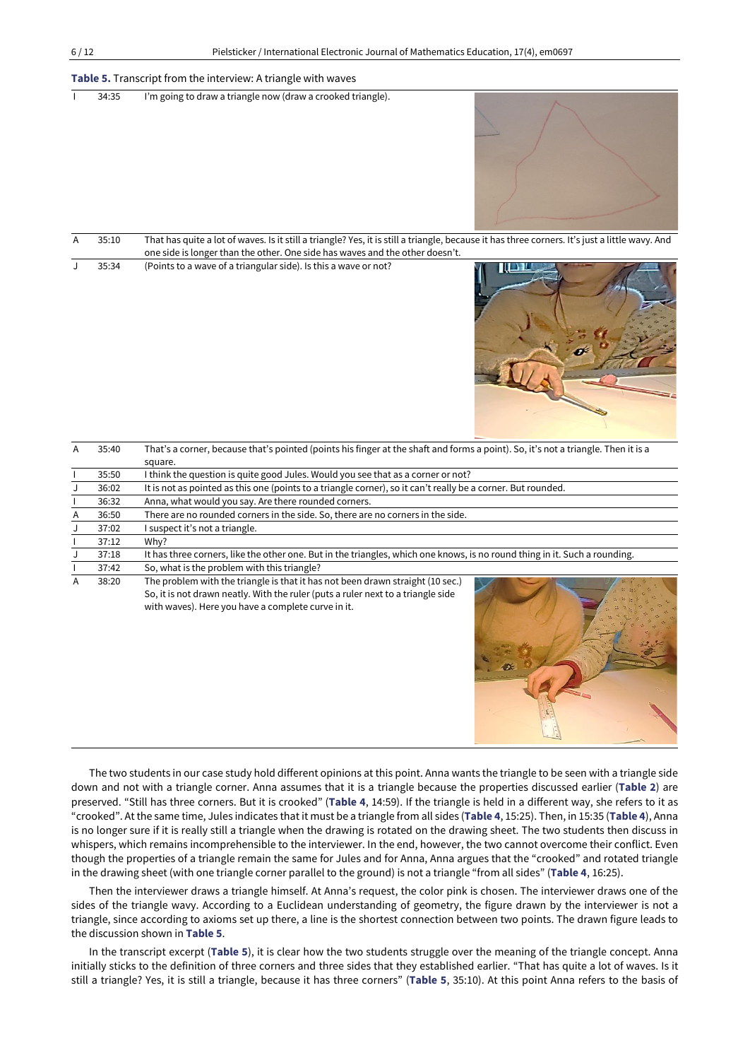**Table 5.** Transcript from the interview: A triangle with waves

| | | |
|---|---|---|
| I | 34:35 | I'm going to draw a triangle now (draw a crooked triangle). |
| A | 35:10 | That has quite a lot of waves. Is it still a triangle? Yes, it is still a triangle, because it has three corners. It's just a little wavy. And one side is longer than the other. One side has waves and the other doesn't. |
| J | 35:34 | (Points to a wave of a triangular side). Is this a wave or not? |
| A | 35:40 | That's a corner, because that's pointed (points his finger at the shaft and forms a point). So, it's not a triangle. Then it is a square. |
| I | 35:50 | I think the question is quite good Jules. Would you see that as a corner or not? |
| J | 36:02 | It is not as pointed as this one (points to a triangle corner), so it can't really be a corner. But rounded. |
| I | 36:32 | Anna, what would you say. Are there rounded corners. |
| A | 36:50 | There are no rounded corners in the side. So, there are no corners in the side. |
| J | 37:02 | I suspect it's not a triangle. |
| I | 37:12 | Why? |
| J | 37:18 | It has three corners, like the other one. But in the triangles, which one knows, is no round thing in it. Such a rounding. |
| I | 37:42 | So, what is the problem with this triangle? |
| A | 38:20 | The problem with the triangle is that it has not been drawn straight (10 sec.) So, it is not drawn neatly. With the ruler (puts a ruler next to a triangle side with waves). Here you have a complete curve in it. |

The two students in our case study hold different opinions at this point. Anna wants the triangle to be seen with a triangle side down and not with a triangle corner. Anna assumes that it is a triangle because the properties discussed earlier (**Table 2**) are preserved. "Still has three corners. But it is crooked" (**Table 4**, 14:59). If the triangle is held in a different way, she refers to it as "crooked". At the same time, Jules indicates that it must be a triangle from all sides (**Table 4**, 15:25). Then, in 15:35 (**Table 4**), Anna is no longer sure if it is really still a triangle when the drawing is rotated on the drawing sheet. The two students then discuss in whispers, which remains incomprehensible to the interviewer. In the end, however, the two cannot overcome their conflict. Even though the properties of a triangle remain the same for Jules and for Anna, Anna argues that the "crooked" and rotated triangle in the drawing sheet (with one triangle corner parallel to the ground) is not a triangle "from all sides" (**Table 4**, 16:25).

Then the interviewer draws a triangle himself. At Anna's request, the color pink is chosen. The interviewer draws one of the sides of the triangle wavy. According to a Euclidean understanding of geometry, the figure drawn by the interviewer is not a triangle, since according to axioms set up there, a line is the shortest connection between two points. The drawn figure leads to the discussion shown in **Table 5**.

In the transcript excerpt (**Table 5**), it is clear how the two students struggle over the meaning of the triangle concept. Anna initially sticks to the definition of three corners and three sides that they established earlier. "That has quite a lot of waves. Is it still a triangle? Yes, it is still a triangle, because it has three corners" (**Table 5**, 35:10). At this point Anna refers to the basis of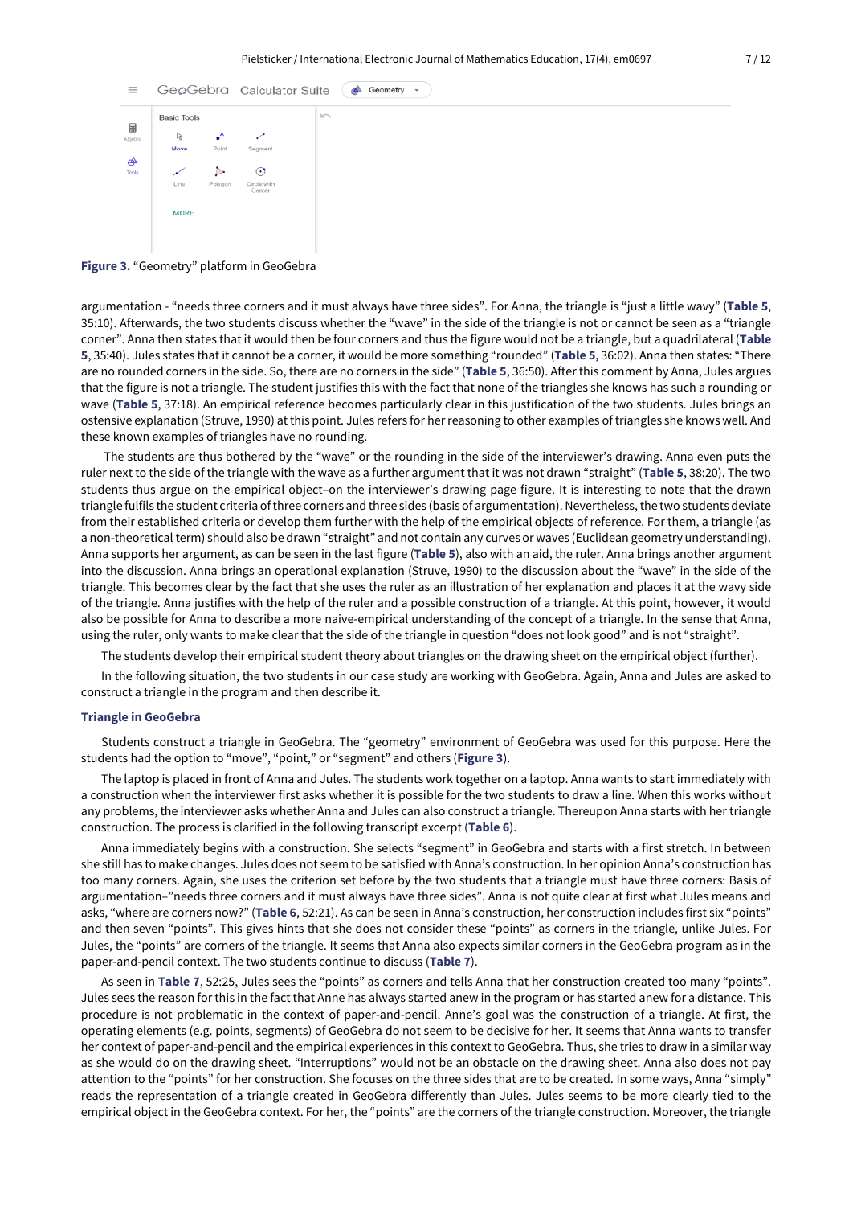Figure 3. “Geometry” platform in GeoGebra

argumentation - “needs three corners and it must always have three sides”. For Anna, the triangle is “just a little wavy” (**Table 5**, 35:10). Afterwards, the two students discuss whether the “wave” in the side of the triangle is not or cannot be seen as a “triangle corner”. Anna then states that it would then be four corners and thus the figure would not be a triangle, but a quadrilateral (**Table 5**, 35:40). Jules states that it cannot be a corner, it would be more something “rounded” (**Table 5**, 36:02). Anna then states: “There are no rounded corners in the side. So, there are no corners in the side” (**Table 5**, 36:50). After this comment by Anna, Jules argues that the figure is not a triangle. The student justifies this with the fact that none of the triangles she knows has such a rounding or wave (**Table 5**, 37:18). An empirical reference becomes particularly clear in this justification of the two students. Jules brings an ostensive explanation (Struve, 1990) at this point. Jules refers for her reasoning to other examples of triangles she knows well. And these known examples of triangles have no rounding.

The students are thus bothered by the “wave” or the rounding in the side of the interviewer’s drawing. Anna even puts the ruler next to the side of the triangle with the wave as a further argument that it was not drawn “straight” (**Table 5**, 38:20). The two students thus argue on the empirical object–on the interviewer’s drawing page figure. It is interesting to note that the drawn triangle fulfils the student criteria of three corners and three sides (basis of argumentation). Nevertheless, the two students deviate from their established criteria or develop them further with the help of the empirical objects of reference. For them, a triangle (as a non-theoretical term) should also be drawn “straight” and not contain any curves or waves (Euclidean geometry understanding). Anna supports her argument, as can be seen in the last figure (**Table 5**), also with an aid, the ruler. Anna brings another argument into the discussion. Anna brings an operational explanation (Struve, 1990) to the discussion about the “wave” in the side of the triangle. This becomes clear by the fact that she uses the ruler as an illustration of her explanation and places it at the wavy side of the triangle. Anna justifies with the help of the ruler and a possible construction of a triangle. At this point, however, it would also be possible for Anna to describe a more naive-empirical understanding of the concept of a triangle. In the sense that Anna, using the ruler, only wants to make clear that the side of the triangle in question “does not look good” and is not “straight”.

The students develop their empirical student theory about triangles on the drawing sheet on the empirical object (further).

In the following situation, the two students in our case study are working with GeoGebra. Again, Anna and Jules are asked to construct a triangle in the program and then describe it.

### Triangle in GeoGebra

Students construct a triangle in GeoGebra. The “geometry” environment of GeoGebra was used for this purpose. Here the students had the option to “move”, “point,” or “segment” and others (**Figure 3**).

The laptop is placed in front of Anna and Jules. The students work together on a laptop. Anna wants to start immediately with a construction when the interviewer first asks whether it is possible for the two students to draw a line. When this works without any problems, the interviewer asks whether Anna and Jules can also construct a triangle. Thereupon Anna starts with her triangle construction. The process is clarified in the following transcript excerpt (**Table 6**).

Anna immediately begins with a construction. She selects “segment” in GeoGebra and starts with a first stretch. In between she still has to make changes. Jules does not seem to be satisfied with Anna’s construction. In her opinion Anna’s construction has too many corners. Again, she uses the criterion set before by the two students that a triangle must have three corners: Basis of argumentation–”needs three corners and it must always have three sides”. Anna is not quite clear at first what Jules means and asks, “where are corners now?” (**Table 6**, 52:21). As can be seen in Anna’s construction, her construction includes first six “points” and then seven “points”. This gives hints that she does not consider these “points” as corners in the triangle, unlike Jules. For Jules, the “points” are corners of the triangle. It seems that Anna also expects similar corners in the GeoGebra program as in the paper-and-pencil context. The two students continue to discuss (**Table 7**).

As seen in **Table 7**, 52:25, Jules sees the “points” as corners and tells Anna that her construction created too many “points”. Jules sees the reason for this in the fact that Anne has always started anew in the program or has started anew for a distance. This procedure is not problematic in the context of paper-and-pencil. Anne’s goal was the construction of a triangle. At first, the operating elements (e.g. points, segments) of GeoGebra do not seem to be decisive for her. It seems that Anna wants to transfer her context of paper-and-pencil and the empirical experiences in this context to GeoGebra. Thus, she tries to draw in a similar way as she would do on the drawing sheet. “Interruptions” would not be an obstacle on the drawing sheet. Anna also does not pay attention to the “points” for her construction. She focuses on the three sides that are to be created. In some ways, Anna “simply” reads the representation of a triangle created in GeoGebra differently than Jules. Jules seems to be more clearly tied to the empirical object in the GeoGebra context. For her, the “points” are the corners of the triangle construction. Moreover, the triangle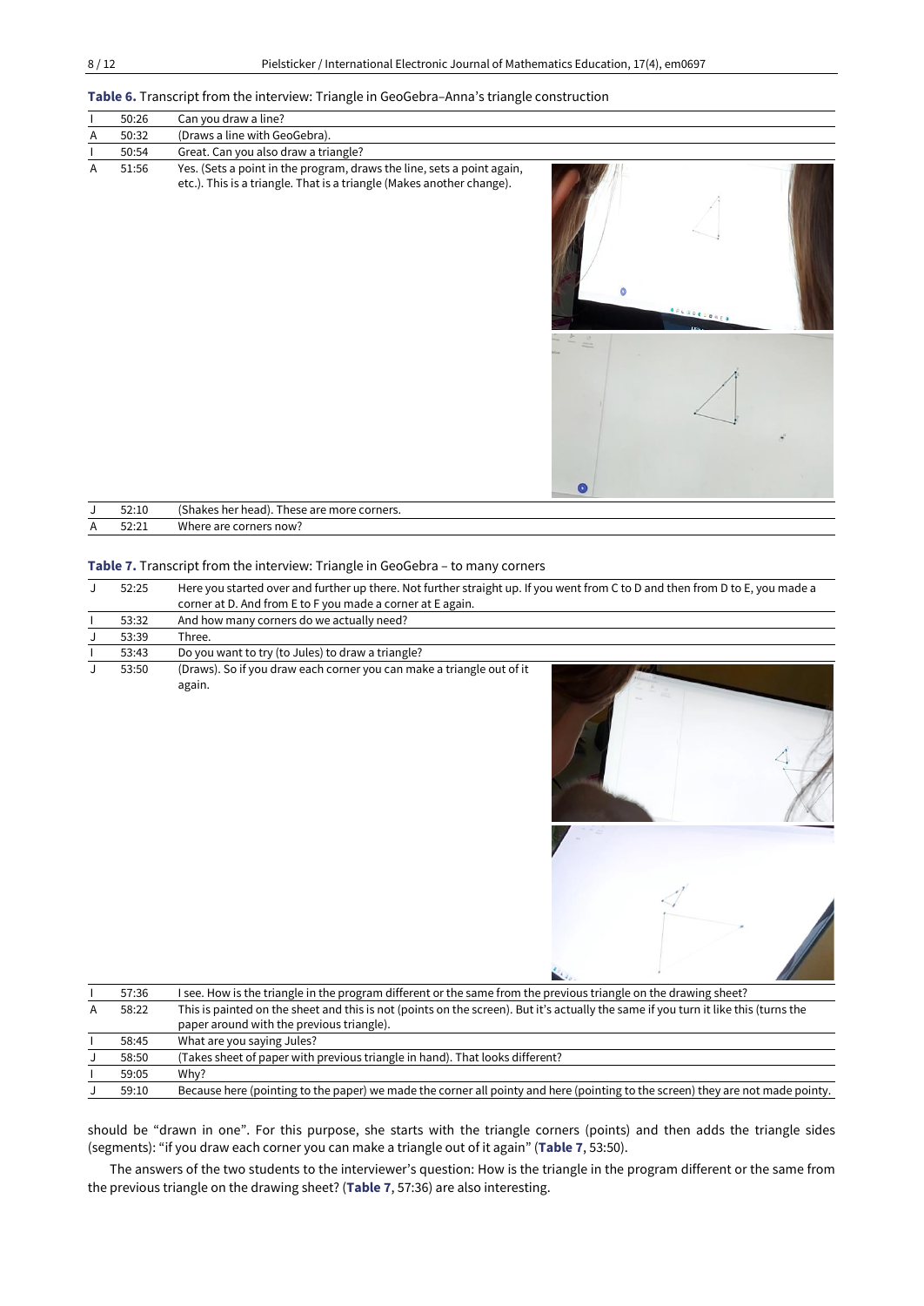**Table 6.** Transcript from the interview: Triangle in GeoGebra–Anna's triangle construction

| | | |
|---|---|---|
| I | 50:26 | Can you draw a line? |
| A | 50:32 | (Draws a line with GeoGebra). |
| I | 50:54 | Great. Can you also draw a triangle? |
| A | 51:56 | Yes. (Sets a point in the program, draws the line, sets a point again, etc.). This is a triangle. That is a triangle (Makes another change). |
| J | 52:10 | (Shakes her head). These are more corners. |
| A | 52:21 | Where are corners now? |

**Table 7.** Transcript from the interview: Triangle in GeoGebra – to many corners

| | | |
|---|---|---|
| J | 52:25 | Here you started over and further up there. Not further straight up. If you went from C to D and then from D to E, you made a corner at D. And from E to F you made a corner at E again. |
| I | 53:32 | And how many corners do we actually need? |
| J | 53:39 | Three. |
| I | 53:43 | Do you want to try (to Jules) to draw a triangle? |
| J | 53:50 | (Draws). So if you draw each corner you can make a triangle out of it again. |
| I | 57:36 | I see. How is the triangle in the program different or the same from the previous triangle on the drawing sheet? |
| A | 58:22 | This is painted on the sheet and this is not (points on the screen). But it's actually the same if you turn it like this (turns the paper around with the previous triangle). |
| I | 58:45 | What are you saying Jules? |
| J | 58:50 | (Takes sheet of paper with previous triangle in hand). That looks different? |
| I | 59:05 | Why? |
| J | 59:10 | Because here (pointing to the paper) we made the corner all pointy and here (pointing to the screen) they are not made pointy. |

should be "drawn in one". For this purpose, she starts with the triangle corners (points) and then adds the triangle sides (segments): "if you draw each corner you can make a triangle out of it again" (**Table 7**, 53:50).

The answers of the two students to the interviewer's question: How is the triangle in the program different or the same from the previous triangle on the drawing sheet? (**Table 7**, 57:36) are also interesting.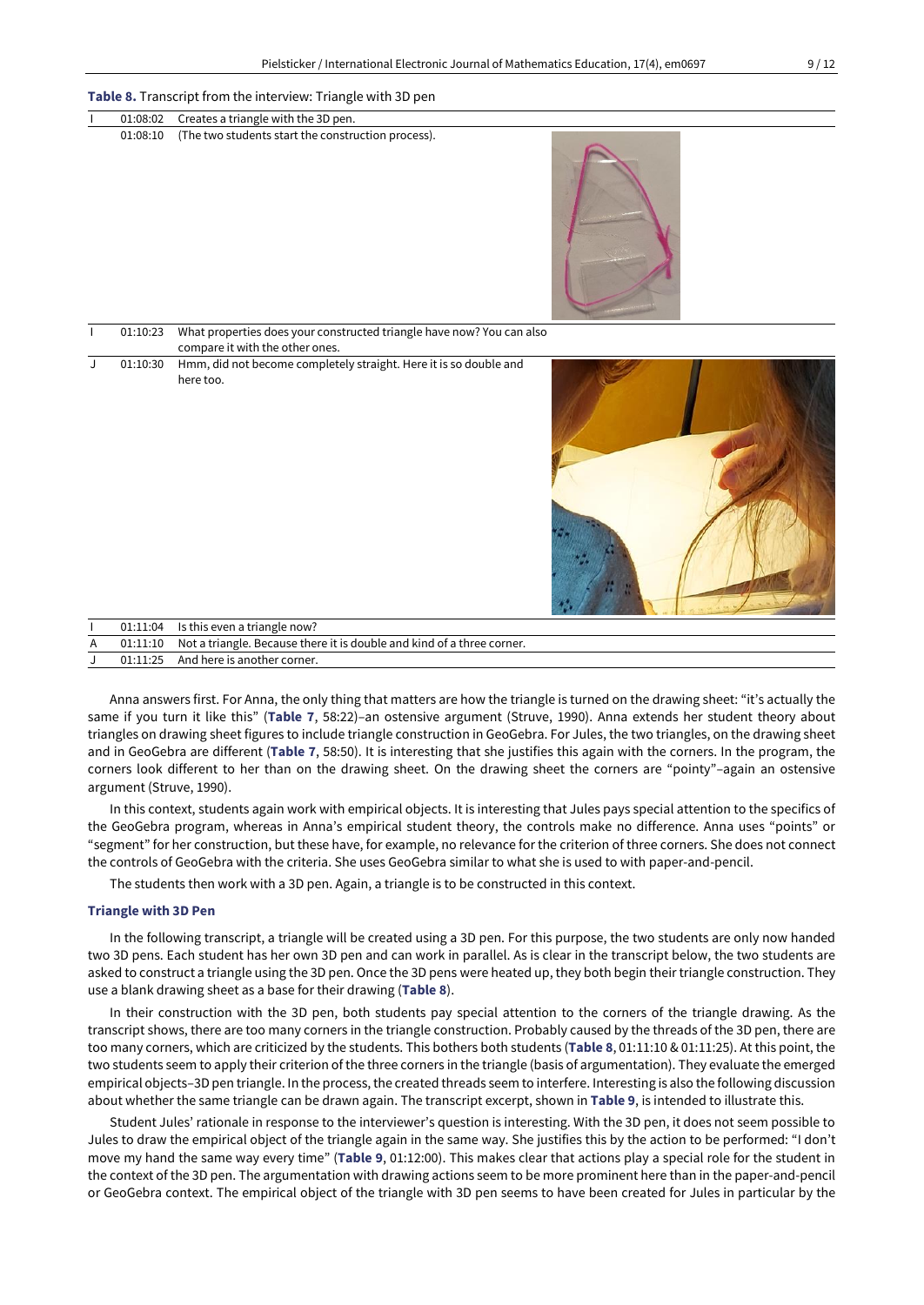**Table 8.** Transcript from the interview: Triangle with 3D pen

| | | |
|---|---|---|
| I | 01:08:02 | Creates a triangle with the 3D pen. |
| | 01:08:10 | (The two students start the construction process). |
| I | 01:10:23 | What properties does your constructed triangle have now? You can also compare it with the other ones. |
| J | 01:10:30 | Hmm, did not become completely straight. Here it is so double and here too. |
| I | 01:11:04 | Is this even a triangle now? |
| A | 01:11:10 | Not a triangle. Because there it is double and kind of a three corner. |
| J | 01:11:25 | And here is another corner. |

Anna answers first. For Anna, the only thing that matters are how the triangle is turned on the drawing sheet: "it's actually the same if you turn it like this" (**Table 7**, 58:22)–an ostensive argument (Struve, 1990). Anna extends her student theory about triangles on drawing sheet figures to include triangle construction in GeoGebra. For Jules, the two triangles, on the drawing sheet and in GeoGebra are different (**Table 7**, 58:50). It is interesting that she justifies this again with the corners. In the program, the corners look different to her than on the drawing sheet. On the drawing sheet the corners are "pointy"–again an ostensive argument (Struve, 1990).

In this context, students again work with empirical objects. It is interesting that Jules pays special attention to the specifics of the GeoGebra program, whereas in Anna's empirical student theory, the controls make no difference. Anna uses "points" or "segment" for her construction, but these have, for example, no relevance for the criterion of three corners. She does not connect the controls of GeoGebra with the criteria. She uses GeoGebra similar to what she is used to with paper-and-pencil.

The students then work with a 3D pen. Again, a triangle is to be constructed in this context.

### Triangle with 3D Pen

In the following transcript, a triangle will be created using a 3D pen. For this purpose, the two students are only now handed two 3D pens. Each student has her own 3D pen and can work in parallel. As is clear in the transcript below, the two students are asked to construct a triangle using the 3D pen. Once the 3D pens were heated up, they both begin their triangle construction. They use a blank drawing sheet as a base for their drawing (**Table 8**).

In their construction with the 3D pen, both students pay special attention to the corners of the triangle drawing. As the transcript shows, there are too many corners in the triangle construction. Probably caused by the threads of the 3D pen, there are too many corners, which are criticized by the students. This bothers both students (**Table 8**, 01:11:10 & 01:11:25). At this point, the two students seem to apply their criterion of the three corners in the triangle (basis of argumentation). They evaluate the emerged empirical objects–3D pen triangle. In the process, the created threads seem to interfere. Interesting is also the following discussion about whether the same triangle can be drawn again. The transcript excerpt, shown in **Table 9**, is intended to illustrate this.

Student Jules' rationale in response to the interviewer's question is interesting. With the 3D pen, it does not seem possible to Jules to draw the empirical object of the triangle again in the same way. She justifies this by the action to be performed: "I don't move my hand the same way every time" (**Table 9**, 01:12:00). This makes clear that actions play a special role for the student in the context of the 3D pen. The argumentation with drawing actions seem to be more prominent here than in the paper-and-pencil or GeoGebra context. The empirical object of the triangle with 3D pen seems to have been created for Jules in particular by the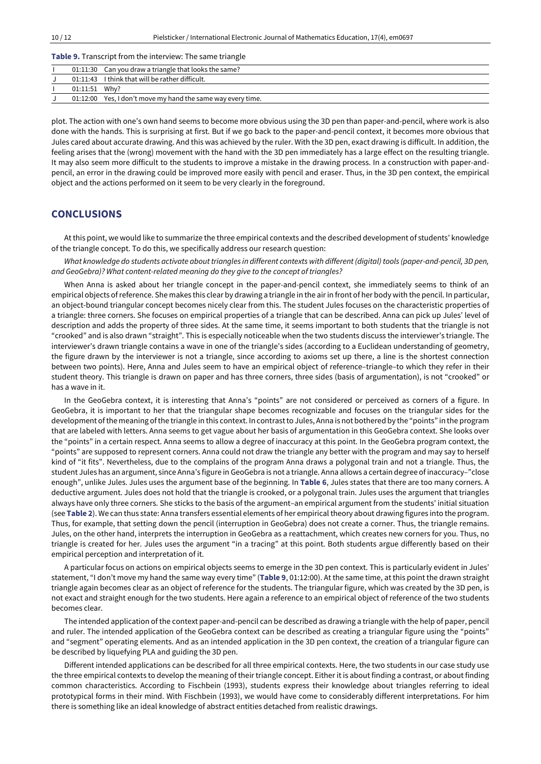**Table 9.** Transcript from the interview: The same triangle

| | | |
|---|---|---|
| I | 01:11:30 | Can you draw a triangle that looks the same? |
| J | 01:11:43 | I think that will be rather difficult. |
| I | 01:11:51 | Why? |
| J | 01:12:00 | Yes, I don't move my hand the same way every time. |

plot. The action with one's own hand seems to become more obvious using the 3D pen than paper-and-pencil, where work is also done with the hands. This is surprising at first. But if we go back to the paper-and-pencil context, it becomes more obvious that Jules cared about accurate drawing. And this was achieved by the ruler. With the 3D pen, exact drawing is difficult. In addition, the feeling arises that the (wrong) movement with the hand with the 3D pen immediately has a large effect on the resulting triangle. It may also seem more difficult to the students to improve a mistake in the drawing process. In a construction with paper-and-pencil, an error in the drawing could be improved more easily with pencil and eraser. Thus, in the 3D pen context, the empirical object and the actions performed on it seem to be very clearly in the foreground.

## CONCLUSIONS

At this point, we would like to summarize the three empirical contexts and the described development of students' knowledge of the triangle concept. To do this, we specifically address our research question:

*What knowledge do students activate about triangles in different contexts with different (digital) tools (paper-and-pencil, 3D pen, and GeoGebra)? What content-related meaning do they give to the concept of triangles?*

When Anna is asked about her triangle concept in the paper-and-pencil context, she immediately seems to think of an empirical objects of reference. She makes this clear by drawing a triangle in the air in front of her body with the pencil. In particular, an object-bound triangular concept becomes nicely clear from this. The student Jules focuses on the characteristic properties of a triangle: three corners. She focuses on empirical properties of a triangle that can be described. Anna can pick up Jules' level of description and adds the property of three sides. At the same time, it seems important to both students that the triangle is not "crooked" and is also drawn "straight". This is especially noticeable when the two students discuss the interviewer's triangle. The interviewer's drawn triangle contains a wave in one of the triangle's sides (according to a Euclidean understanding of geometry, the figure drawn by the interviewer is not a triangle, since according to axioms set up there, a line is the shortest connection between two points). Here, Anna and Jules seem to have an empirical object of reference–triangle–to which they refer in their student theory. This triangle is drawn on paper and has three corners, three sides (basis of argumentation), is not "crooked" or has a wave in it.

In the GeoGebra context, it is interesting that Anna's "points" are not considered or perceived as corners of a figure. In GeoGebra, it is important to her that the triangular shape becomes recognizable and focuses on the triangular sides for the development of the meaning of the triangle in this context. In contrast to Jules, Anna is not bothered by the "points" in the program that are labeled with letters. Anna seems to get vague about her basis of argumentation in this GeoGebra context. She looks over the "points" in a certain respect. Anna seems to allow a degree of inaccuracy at this point. In the GeoGebra program context, the "points" are supposed to represent corners. Anna could not draw the triangle any better with the program and may say to herself kind of "it fits". Nevertheless, due to the complains of the program Anna draws a polygonal train and not a triangle. Thus, the student Jules has an argument, since Anna's figure in GeoGebra is not a triangle. Anna allows a certain degree of inaccuracy–"close enough", unlike Jules. Jules uses the argument base of the beginning. In **Table 6**, Jules states that there are too many corners. A deductive argument. Jules does not hold that the triangle is crooked, or a polygonal train. Jules uses the argument that triangles always have only three corners. She sticks to the basis of the argument–an empirical argument from the students' initial situation (see **Table 2**). We can thus state: Anna transfers essential elements of her empirical theory about drawing figures into the program. Thus, for example, that setting down the pencil (interruption in GeoGebra) does not create a corner. Thus, the triangle remains. Jules, on the other hand, interprets the interruption in GeoGebra as a reattachment, which creates new corners for you. Thus, no triangle is created for her. Jules uses the argument "in a tracing" at this point. Both students argue differently based on their empirical perception and interpretation of it.

A particular focus on actions on empirical objects seems to emerge in the 3D pen context. This is particularly evident in Jules' statement, "I don't move my hand the same way every time" (**Table 9**, 01:12:00). At the same time, at this point the drawn straight triangle again becomes clear as an object of reference for the students. The triangular figure, which was created by the 3D pen, is not exact and straight enough for the two students. Here again a reference to an empirical object of reference of the two students becomes clear.

The intended application of the context paper-and-pencil can be described as drawing a triangle with the help of paper, pencil and ruler. The intended application of the GeoGebra context can be described as creating a triangular figure using the "points" and "segment" operating elements. And as an intended application in the 3D pen context, the creation of a triangular figure can be described by liquefying PLA and guiding the 3D pen.

Different intended applications can be described for all three empirical contexts. Here, the two students in our case study use the three empirical contexts to develop the meaning of their triangle concept. Either it is about finding a contrast, or about finding common characteristics. According to Fischbein (1993), students express their knowledge about triangles referring to ideal prototypical forms in their mind. With Fischbein (1993), we would have come to considerably different interpretations. For him there is something like an ideal knowledge of abstract entities detached from realistic drawings.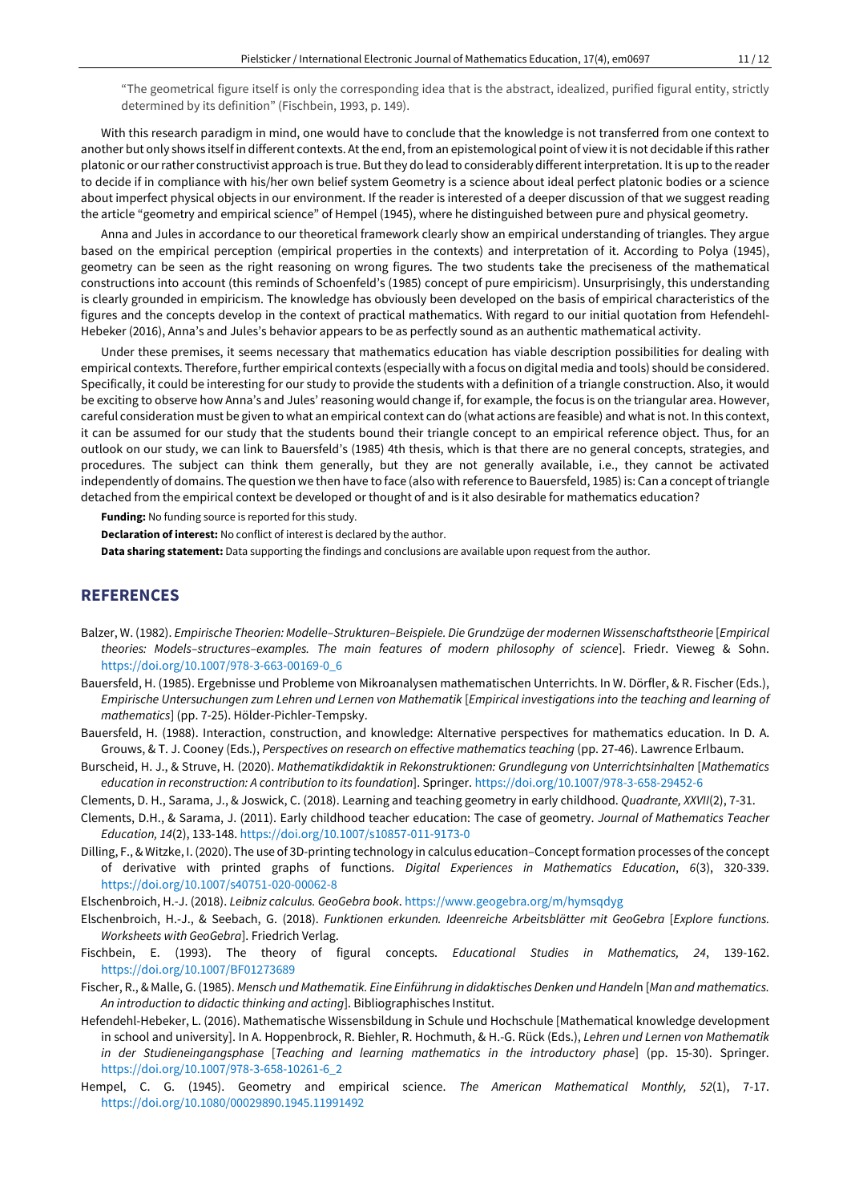> "The geometrical figure itself is only the corresponding idea that is the abstract, idealized, purified figural entity, strictly determined by its definition" (Fischbein, 1993, p. 149).

With this research paradigm in mind, one would have to conclude that the knowledge is not transferred from one context to another but only shows itself in different contexts. At the end, from an epistemological point of view it is not decidable if this rather platonic or our rather constructivist approach is true. But they do lead to considerably different interpretation. It is up to the reader to decide if in compliance with his/her own belief system Geometry is a science about ideal perfect platonic bodies or a science about imperfect physical objects in our environment. If the reader is interested of a deeper discussion of that we suggest reading the article "geometry and empirical science" of Hempel (1945), where he distinguished between pure and physical geometry.

Anna and Jules in accordance to our theoretical framework clearly show an empirical understanding of triangles. They argue based on the empirical perception (empirical properties in the contexts) and interpretation of it. According to Polya (1945), geometry can be seen as the right reasoning on wrong figures. The two students take the preciseness of the mathematical constructions into account (this reminds of Schoenfeld's (1985) concept of pure empiricism). Unsurprisingly, this understanding is clearly grounded in empiricism. The knowledge has obviously been developed on the basis of empirical characteristics of the figures and the concepts develop in the context of practical mathematics. With regard to our initial quotation from Hefendehl-Hebeker (2016), Anna's and Jules's behavior appears to be as perfectly sound as an authentic mathematical activity.

Under these premises, it seems necessary that mathematics education has viable description possibilities for dealing with empirical contexts. Therefore, further empirical contexts (especially with a focus on digital media and tools) should be considered. Specifically, it could be interesting for our study to provide the students with a definition of a triangle construction. Also, it would be exciting to observe how Anna's and Jules' reasoning would change if, for example, the focus is on the triangular area. However, careful consideration must be given to what an empirical context can do (what actions are feasible) and what is not. In this context, it can be assumed for our study that the students bound their triangle concept to an empirical reference object. Thus, for an outlook on our study, we can link to Bauersfeld's (1985) 4th thesis, which is that there are no general concepts, strategies, and procedures. The subject can think them generally, but they are not generally available, i.e., they cannot be activated independently of domains. The question we then have to face (also with reference to Bauersfeld, 1985) is: Can a concept of triangle detached from the empirical context be developed or thought of and is it also desirable for mathematics education?

**Funding:** No funding source is reported for this study.

**Declaration of interest:** No conflict of interest is declared by the author.

**Data sharing statement:** Data supporting the findings and conclusions are available upon request from the author.

## REFERENCES

Balzer, W. (1982). *Empirische Theorien: Modelle–Strukturen–Beispiele. Die Grundzüge der modernen Wissenschaftstheorie* [*Empirical theories: Models–structures–examples. The main features of modern philosophy of science*]. Friedr. Vieweg & Sohn. https://doi.org/10.1007/978-3-663-00169-0_6

Bauersfeld, H. (1985). Ergebnisse und Probleme von Mikroanalysen mathematischen Unterrichts. In W. Dörfler, & R. Fischer (Eds.), *Empirische Untersuchungen zum Lehren und Lernen von Mathematik* [*Empirical investigations into the teaching and learning of mathematics*] (pp. 7-25). Hölder-Pichler-Tempsky.

Bauersfeld, H. (1988). Interaction, construction, and knowledge: Alternative perspectives for mathematics education. In D. A. Grouws, & T. J. Cooney (Eds.), *Perspectives on research on effective mathematics teaching* (pp. 27-46). Lawrence Erlbaum.

Burscheid, H. J., & Struve, H. (2020). *Mathematikdidaktik in Rekonstruktionen: Grundlegung von Unterrichtsinhalten* [*Mathematics education in reconstruction: A contribution to its foundation*]. Springer. https://doi.org/10.1007/978-3-658-29452-6

Clements, D. H., Sarama, J., & Joswick, C. (2018). Learning and teaching geometry in early childhood. *Quadrante, XXVII*(2), 7-31.

Clements, D.H., & Sarama, J. (2011). Early childhood teacher education: The case of geometry. *Journal of Mathematics Teacher Education, 14*(2), 133-148. https://doi.org/10.1007/s10857-011-9173-0

Dilling, F., & Witzke, I. (2020). The use of 3D-printing technology in calculus education–Concept formation processes of the concept of derivative with printed graphs of functions. *Digital Experiences in Mathematics Education*, *6*(3), 320-339. https://doi.org/10.1007/s40751-020-00062-8

Elschenbroich, H.-J. (2018). *Leibniz calculus. GeoGebra book*. https://www.geogebra.org/m/hymsqdyg

Elschenbroich, H.-J., & Seebach, G. (2018). *Funktionen erkunden. Ideenreiche Arbeitsblätter mit GeoGebra* [*Explore functions. Worksheets with GeoGebra*]. Friedrich Verlag.

Fischbein, E. (1993). The theory of figural concepts. *Educational Studies in Mathematics, 24*, 139-162. https://doi.org/10.1007/BF01273689

Fischer, R., & Malle, G. (1985). *Mensch und Mathematik. Eine Einführung in didaktisches Denken und Handeln* [*Man and mathematics. An introduction to didactic thinking and acting*]. Bibliographisches Institut.

Hefendehl-Hebeker, L. (2016). Mathematische Wissensbildung in Schule und Hochschule [Mathematical knowledge development in school and university]. In A. Hoppenbrock, R. Biehler, R. Hochmuth, & H.-G. Rück (Eds.), *Lehren und Lernen von Mathematik in der Studieneingangsphase* [*Teaching and learning mathematics in the introductory phase*] (pp. 15-30). Springer. https://doi.org/10.1007/978-3-658-10261-6_2

Hempel, C. G. (1945). Geometry and empirical science. *The American Mathematical Monthly, 52*(1), 7-17. https://doi.org/10.1080/00029890.1945.11991492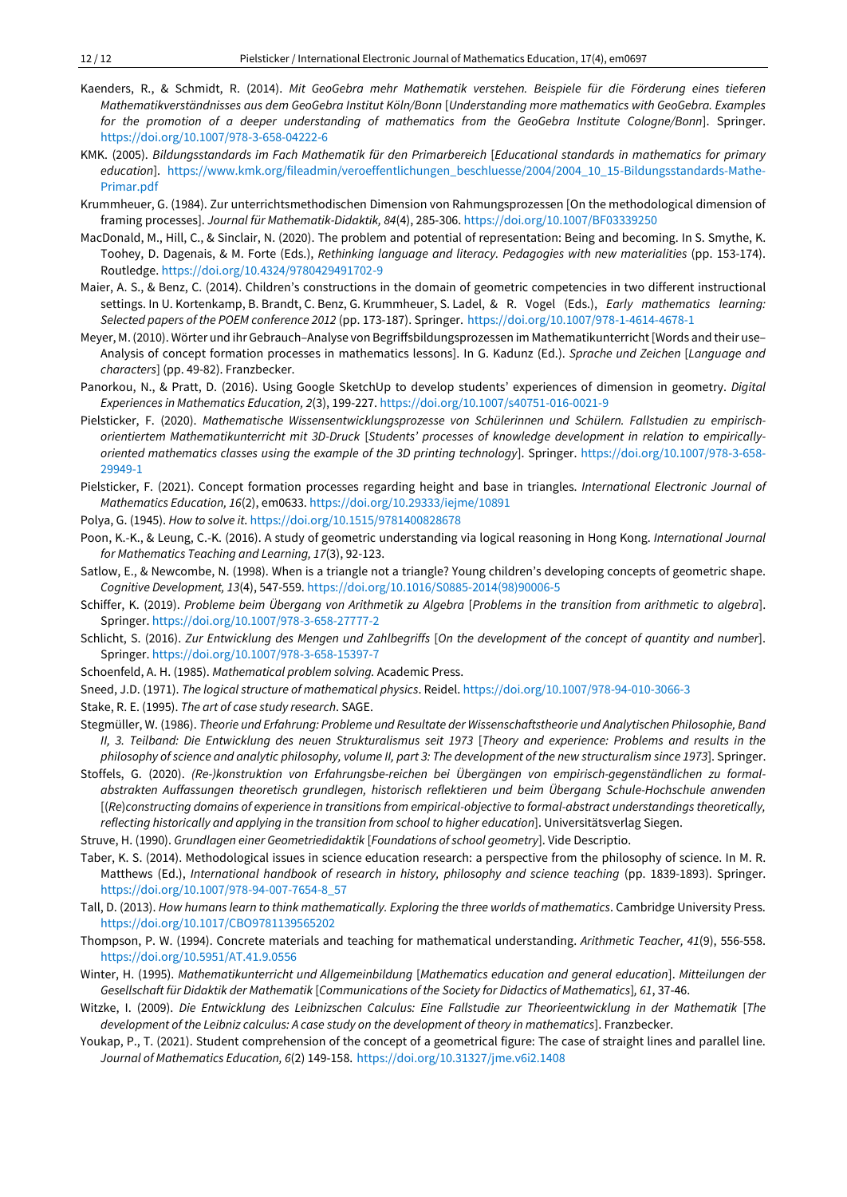Kaenders, R., & Schmidt, R. (2014). *Mit GeoGebra mehr Mathematik verstehen. Beispiele für die Förderung eines tieferen Mathematikverständnisses aus dem GeoGebra Institut Köln/Bonn* [*Understanding more mathematics with GeoGebra. Examples for the promotion of a deeper understanding of mathematics from the GeoGebra Institute Cologne/Bonn*]. Springer. https://doi.org/10.1007/978-3-658-04222-6

KMK. (2005). *Bildungsstandards im Fach Mathematik für den Primarbereich* [*Educational standards in mathematics for primary education*]. https://www.kmk.org/fileadmin/veroeffentlichungen_beschluesse/2004/2004_10_15-Bildungsstandards-Mathe-Primar.pdf

Krummheuer, G. (1984). Zur unterrichtsmethodischen Dimension von Rahmungsprozessen [On the methodological dimension of framing processes]. *Journal für Mathematik-Didaktik, 84*(4), 285-306. https://doi.org/10.1007/BF03339250

MacDonald, M., Hill, C., & Sinclair, N. (2020). The problem and potential of representation: Being and becoming. In S. Smythe, K. Toohey, D. Dagenais, & M. Forte (Eds.), *Rethinking language and literacy. Pedagogies with new materialities* (pp. 153-174). Routledge. https://doi.org/10.4324/9780429491702-9

Maier, A. S., & Benz, C. (2014). Children's constructions in the domain of geometric competencies in two different instructional settings. In U. Kortenkamp, B. Brandt, C. Benz, G. Krummheuer, S. Ladel, & R. Vogel (Eds.), *Early mathematics learning: Selected papers of the POEM conference 2012* (pp. 173-187). Springer. https://doi.org/10.1007/978-1-4614-4678-1

Meyer, M. (2010). Wörter und ihr Gebrauch–Analyse von Begriffsbildungsprozessen im Mathematikunterricht [Words and their use–Analysis of concept formation processes in mathematics lessons]. In G. Kadunz (Ed.). *Sprache und Zeichen* [*Language and characters*] (pp. 49-82). Franzbecker.

Panorkou, N., & Pratt, D. (2016). Using Google SketchUp to develop students' experiences of dimension in geometry. *Digital Experiences in Mathematics Education, 2*(3), 199-227. https://doi.org/10.1007/s40751-016-0021-9

Pielsticker, F. (2020). *Mathematische Wissensentwicklungsprozesse von Schülerinnen und Schülern. Fallstudien zu empirisch-orientiertem Mathematikunterricht mit 3D-Druck* [*Students' processes of knowledge development in relation to empirically-oriented mathematics classes using the example of the 3D printing technology*]. Springer. https://doi.org/10.1007/978-3-658-29949-1

Pielsticker, F. (2021). Concept formation processes regarding height and base in triangles. *International Electronic Journal of Mathematics Education, 16*(2), em0633. https://doi.org/10.29333/iejme/10891

Polya, G. (1945). *How to solve it*. https://doi.org/10.1515/9781400828678

Poon, K.-K., & Leung, C.-K. (2016). A study of geometric understanding via logical reasoning in Hong Kong. *International Journal for Mathematics Teaching and Learning, 17*(3), 92-123.

Satlow, E., & Newcombe, N. (1998). When is a triangle not a triangle? Young children's developing concepts of geometric shape. *Cognitive Development, 13*(4), 547-559. https://doi.org/10.1016/S0885-2014(98)90006-5

Schiffer, K. (2019). *Probleme beim Übergang von Arithmetik zu Algebra* [*Problems in the transition from arithmetic to algebra*]. Springer. https://doi.org/10.1007/978-3-658-27777-2

Schlicht, S. (2016). *Zur Entwicklung des Mengen und Zahlbegriffs* [*On the development of the concept of quantity and number*]. Springer. https://doi.org/10.1007/978-3-658-15397-7

Schoenfeld, A. H. (1985). *Mathematical problem solving*. Academic Press.

Sneed, J.D. (1971). *The logical structure of mathematical physics*. Reidel. https://doi.org/10.1007/978-94-010-3066-3

Stake, R. E. (1995). *The art of case study research*. SAGE.

Stegmüller, W. (1986). *Theorie und Erfahrung: Probleme und Resultate der Wissenschaftstheorie und Analytischen Philosophie, Band II, 3. Teilband: Die Entwicklung des neuen Strukturalismus seit 1973* [*Theory and experience: Problems and results in the philosophy of science and analytic philosophy, volume II, part 3: The development of the new structuralism since 1973*]. Springer.

Stoffels, G. (2020). *(Re-)konstruktion von Erfahrungsbe-reichen bei Übergängen von empirisch-gegenständlichen zu formal-abstrakten Auffassungen theoretisch grundlegen, historisch reflektieren und beim Übergang Schule-Hochschule anwenden* [*(Re)constructing domains of experience in transitions from empirical-objective to formal-abstract understandings theoretically, reflecting historically and applying in the transition from school to higher education*]. Universitätsverlag Siegen.

Struve, H. (1990). *Grundlagen einer Geometriedidaktik* [*Foundations of school geometry*]. Vide Descriptio.

Taber, K. S. (2014). Methodological issues in science education research: a perspective from the philosophy of science. In M. R. Matthews (Ed.), *International handbook of research in history, philosophy and science teaching* (pp. 1839-1893). Springer. https://doi.org/10.1007/978-94-007-7654-8_57

Tall, D. (2013). *How humans learn to think mathematically. Exploring the three worlds of mathematics*. Cambridge University Press. https://doi.org/10.1017/CBO9781139565202

Thompson, P. W. (1994). Concrete materials and teaching for mathematical understanding. *Arithmetic Teacher, 41*(9), 556-558. https://doi.org/10.5951/AT.41.9.0556

Winter, H. (1995). *Mathematikunterricht und Allgemeinbildung* [*Mathematics education and general education*]. *Mitteilungen der Gesellschaft für Didaktik der Mathematik* [*Communications of the Society for Didactics of Mathematics*], *61*, 37-46.

Witzke, I. (2009). *Die Entwicklung des Leibnizschen Calculus: Eine Fallstudie zur Theorieentwicklung in der Mathematik* [*The development of the Leibniz calculus: A case study on the development of theory in mathematics*]. Franzbecker.

Youkap, P., T. (2021). Student comprehension of the concept of a geometrical figure: The case of straight lines and parallel line. *Journal of Mathematics Education, 6*(2) 149-158. https://doi.org/10.31327/jme.v6i2.1408